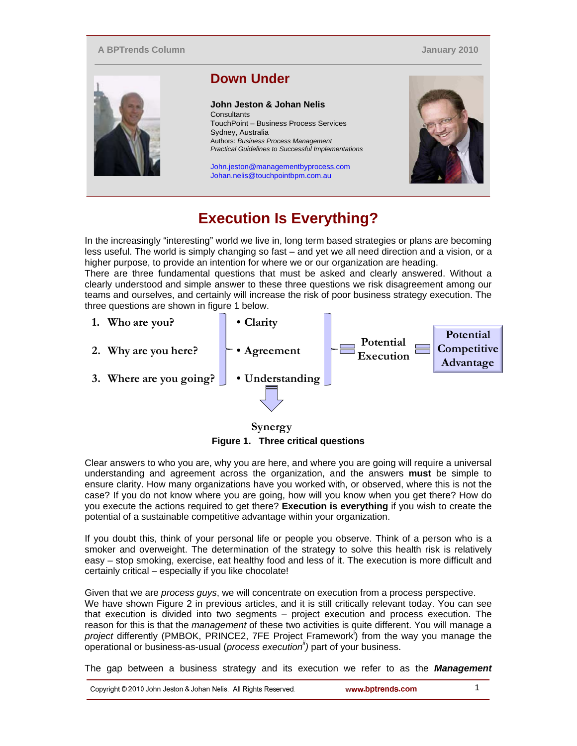A BPTrends Column January 2010

## Down Under

**John Jeston & Johan Nelis**
Consultants
TouchPoint – Business Process Services
Sydney, Australia
Authors: *Business Process Management Practical Guidelines to Successful Implementations*

John.jeston@managementbyprocess.com
Johan.nelis@touchpointbpm.com.au

# Execution Is Everything?

In the increasingly "interesting" world we live in, long term based strategies or plans are becoming less useful. The world is simply changing so fast – and yet we all need direction and a vision, or a higher purpose, to provide an intention for where we or our organization are heading.
There are three fundamental questions that must be asked and clearly answered. Without a clearly understood and simple answer to these three questions we risk disagreement among our teams and ourselves, and certainly will increase the risk of poor business strategy execution. The three questions are shown in figure 1 below.

1. Who are you?
2. Why are you here?
3. Where are you going?

- Clarity
- Agreement
- Understanding

Potential Execution = Potential Competitive Advantage

Synergy

**Figure 1. Three critical questions**

Clear answers to who you are, why you are here, and where you are going will require a universal understanding and agreement across the organization, and the answers **must** be simple to ensure clarity. How many organizations have you worked with, or observed, where this is not the case? If you do not know where you are going, how will you know when you get there? How do you execute the actions required to get there? **Execution is everything** if you wish to create the potential of a sustainable competitive advantage within your organization.

If you doubt this, think of your personal life or people you observe. Think of a person who is a smoker and overweight. The determination of the strategy to solve this health risk is relatively easy – stop smoking, exercise, eat healthy food and less of it. The execution is more difficult and certainly critical – especially if you like chocolate!

Given that we are *process guys*, we will concentrate on execution from a process perspective.
We have shown Figure 2 in previous articles, and it is still critically relevant today. You can see that execution is divided into two segments – project execution and process execution. The reason for this is that the *management* of these two activities is quite different. You will manage a *project* differently (PMBOK, PRINCE2, 7FE Project Framework[i]) from the way you manage the operational or business-as-usual (*process execution*[ii]) part of your business.

The gap between a business strategy and its execution we refer to as the ***Management***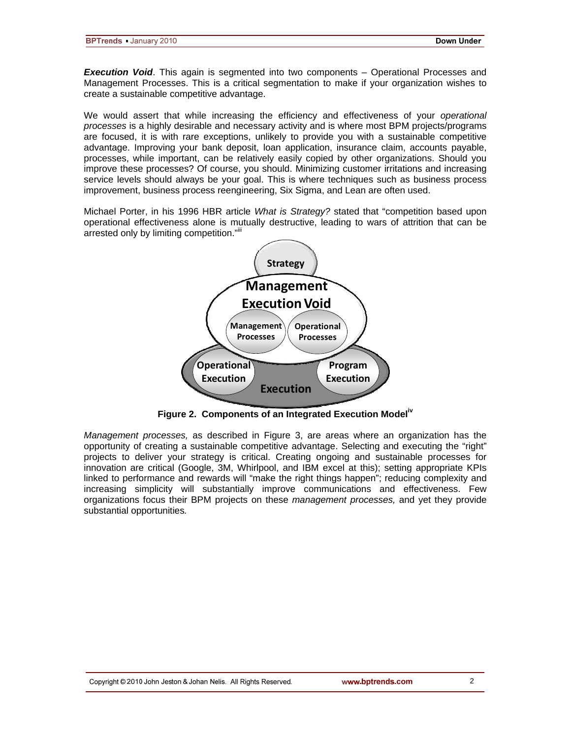***Execution Void***. This again is segmented into two components – Operational Processes and Management Processes. This is a critical segmentation to make if your organization wishes to create a sustainable competitive advantage.

We would assert that while increasing the efficiency and effectiveness of your *operational processes* is a highly desirable and necessary activity and is where most BPM projects/programs are focused, it is with rare exceptions, unlikely to provide you with a sustainable competitive advantage. Improving your bank deposit, loan application, insurance claim, accounts payable, processes, while important, can be relatively easily copied by other organizations. Should you improve these processes? Of course, you should. Minimizing customer irritations and increasing service levels should always be your goal. This is where techniques such as business process improvement, business process reengineering, Six Sigma, and Lean are often used.

Michael Porter, in his 1996 HBR article *What is Strategy?* stated that "competition based upon operational effectiveness alone is mutually destructive, leading to wars of attrition that can be arrested only by limiting competition."[iii]

**Figure 2. Components of an Integrated Execution Model**[iv]

*Management processes,* as described in Figure 3, are areas where an organization has the opportunity of creating a sustainable competitive advantage. Selecting and executing the "right" projects to deliver your strategy is critical. Creating ongoing and sustainable processes for innovation are critical (Google, 3M, Whirlpool, and IBM excel at this); setting appropriate KPIs linked to performance and rewards will "make the right things happen"; reducing complexity and increasing simplicity will substantially improve communications and effectiveness. Few organizations focus their BPM projects on these *management processes,* and yet they provide substantial opportunities.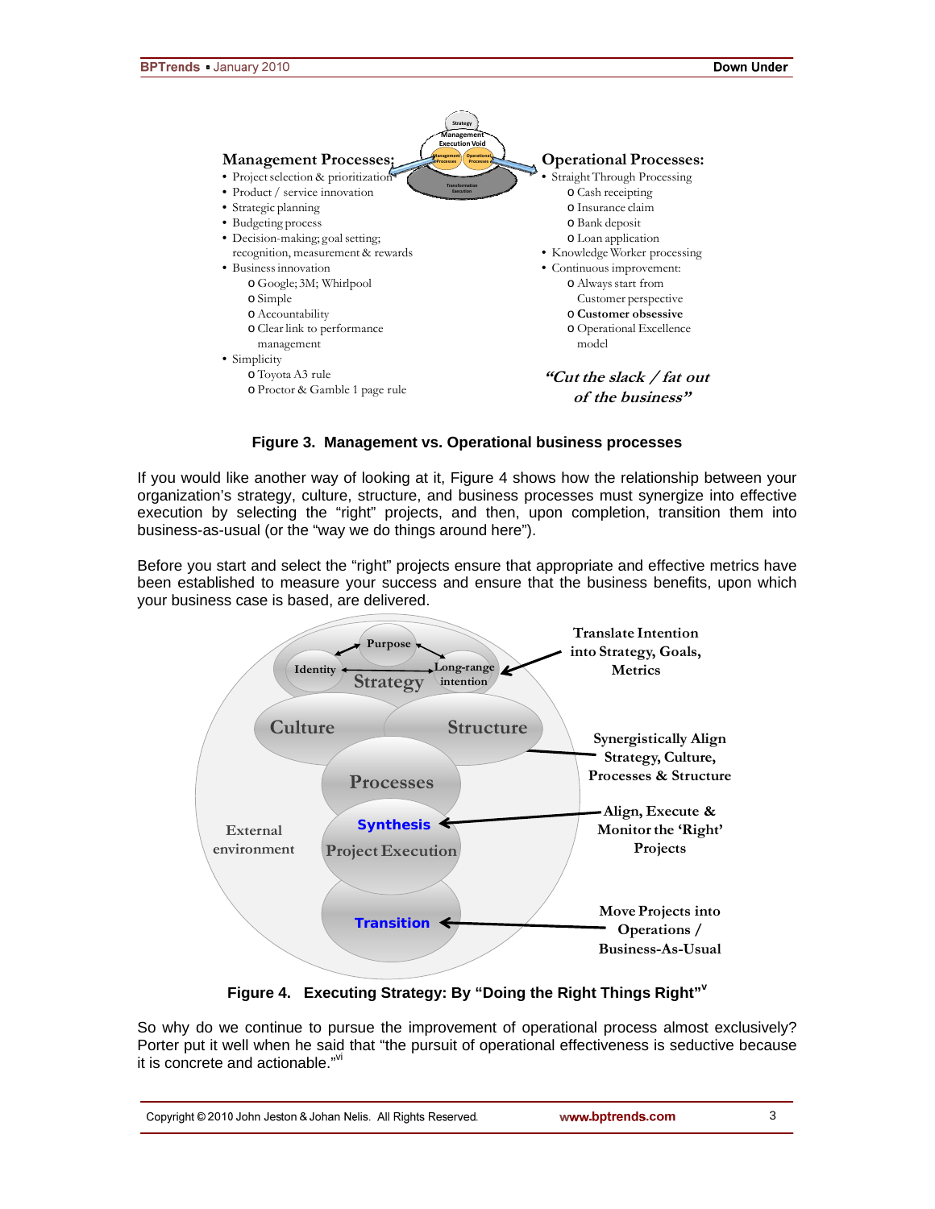**Management Processes:**

- Project selection & prioritization
- Product / service innovation
- Strategic planning
- Budgeting process
- Decision-making; goal setting; recognition, measurement & rewards
- Business innovation
  - Google; 3M; Whirlpool
  - Simple
  - Accountability
  - Clear link to performance management
- Simplicity
  - Toyota A3 rule
  - Proctor & Gamble 1 page rule

**Operational Processes:**

- Straight Through Processing
  - Cash receipting
  - Insurance claim
  - Bank deposit
  - Loan application
- Knowledge Worker processing
- Continuous improvement:
  - Always start from Customer perspective
  - **Customer obsessive**
  - Operational Excellence model

***"Cut the slack / fat out of the business"***

**Figure 3. Management vs. Operational business processes**

If you would like another way of looking at it, Figure 4 shows how the relationship between your organization's strategy, culture, structure, and business processes must synergize into effective execution by selecting the "right" projects, and then, upon completion, transition them into business-as-usual (or the "way we do things around here").

Before you start and select the "right" projects ensure that appropriate and effective metrics have been established to measure your success and ensure that the business benefits, upon which your business case is based, are delivered.

**Figure 4. Executing Strategy: By "Doing the Right Things Right"[v]**

So why do we continue to pursue the improvement of operational process almost exclusively? Porter put it well when he said that "the pursuit of operational effectiveness is seductive because it is concrete and actionable."[vi]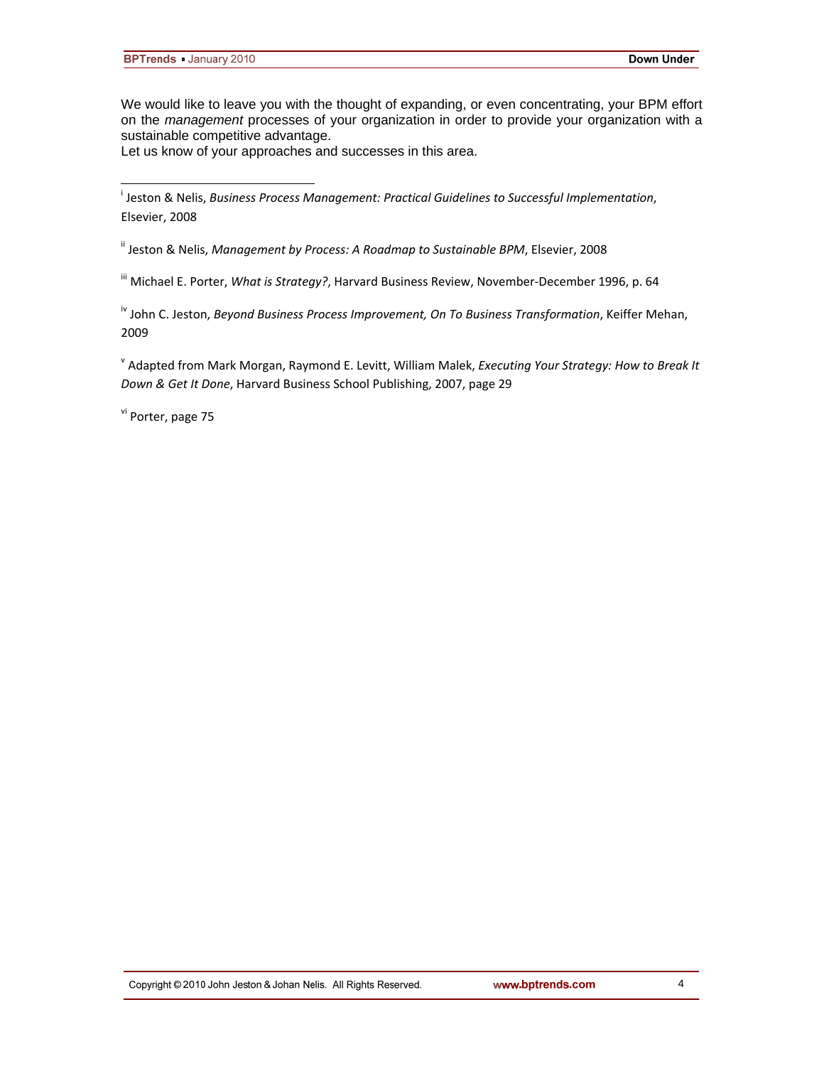We would like to leave you with the thought of expanding, or even concentrating, your BPM effort on the *management* processes of your organization in order to provide your organization with a sustainable competitive advantage.
Let us know of your approaches and successes in this area.

---

[i] Jeston & Nelis, *Business Process Management: Practical Guidelines to Successful Implementation*, Elsevier, 2008

[ii] Jeston & Nelis, *Management by Process: A Roadmap to Sustainable BPM*, Elsevier, 2008

[iii] Michael E. Porter, *What is Strategy?*, Harvard Business Review, November-December 1996, p. 64

[iv] John C. Jeston, *Beyond Business Process Improvement, On To Business Transformation*, Keiffer Mehan, 2009

[v] Adapted from Mark Morgan, Raymond E. Levitt, William Malek, *Executing Your Strategy: How to Break It Down & Get It Done*, Harvard Business School Publishing, 2007, page 29

[vi] Porter, page 75